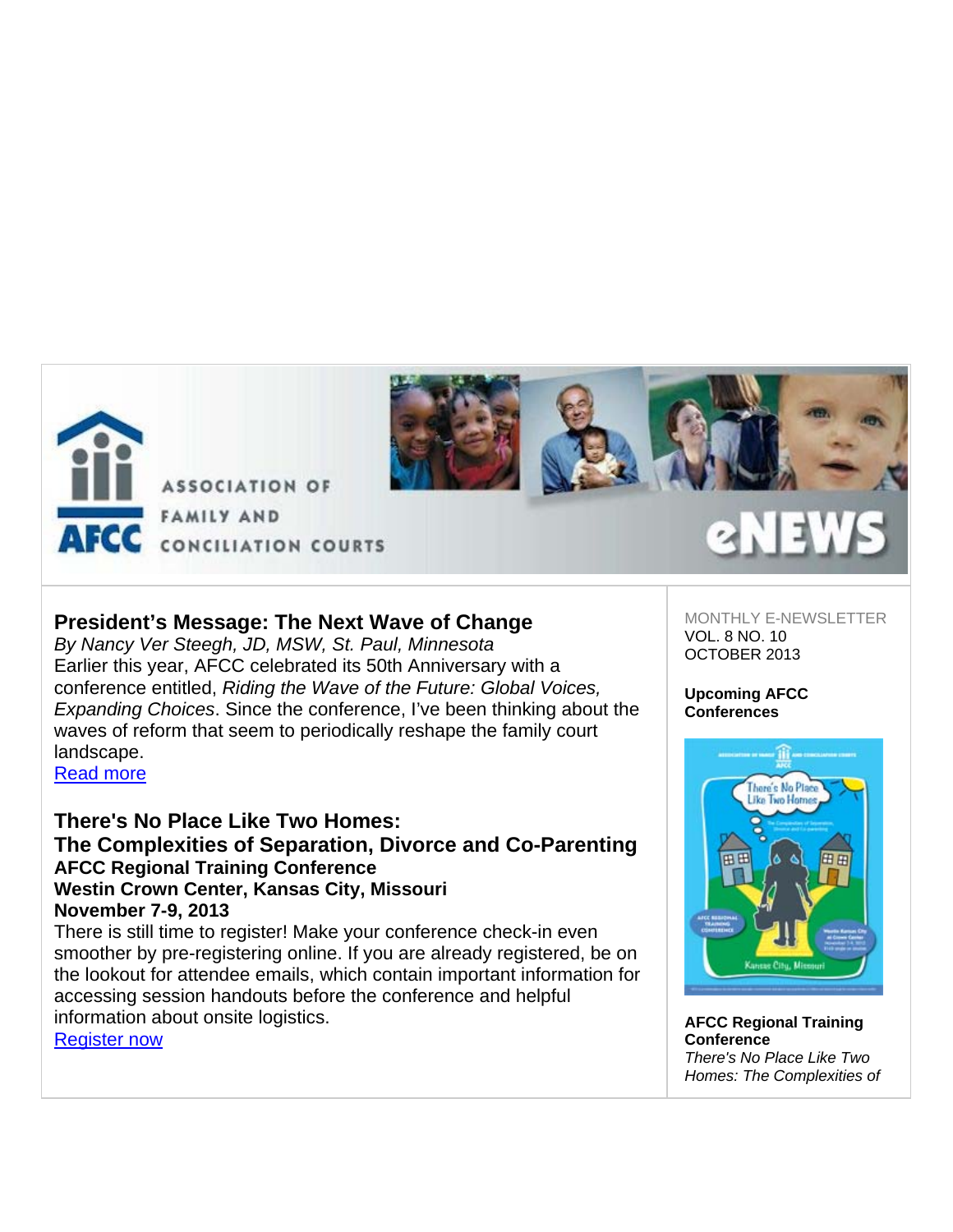ASSOCIATION OF FAMILY AND CONCILIATION COURTS

AFCC

eNEWS

## President's Message: The Next Wave of Change

*By Nancy Ver Steegh, JD, MSW, St. Paul, Minnesota*

Earlier this year, AFCC celebrated its 50th Anniversary with a conference entitled, *Riding the Wave of the Future: Global Voices, Expanding Choices*. Since the conference, I've been thinking about the waves of reform that seem to periodically reshape the family court landscape.

Read more

## There's No Place Like Two Homes: The Complexities of Separation, Divorce and Co-Parenting

**AFCC Regional Training Conference**
**Westin Crown Center, Kansas City, Missouri**
**November 7-9, 2013**

There is still time to register! Make your conference check-in even smoother by pre-registering online. If you are already registered, be on the lookout for attendee emails, which contain important information for accessing session handouts before the conference and helpful information about onsite logistics.

Register now

MONTHLY E-NEWSLETTER
VOL. 8 NO. 10
OCTOBER 2013

**Upcoming AFCC Conferences**

**AFCC Regional Training Conference**
*There's No Place Like Two Homes: The Complexities of*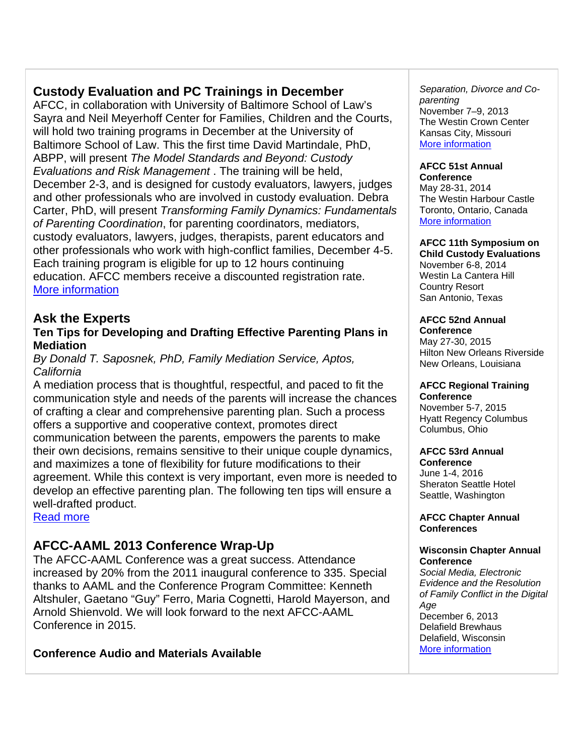## Custody Evaluation and PC Trainings in December

AFCC, in collaboration with University of Baltimore School of Law's Sayra and Neil Meyerhoff Center for Families, Children and the Courts, will hold two training programs in December at the University of Baltimore School of Law. This the first time David Martindale, PhD, ABPP, will present *The Model Standards and Beyond: Custody Evaluations and Risk Management* . The training will be held, December 2-3, and is designed for custody evaluators, lawyers, judges and other professionals who are involved in custody evaluation. Debra Carter, PhD, will present *Transforming Family Dynamics: Fundamentals of Parenting Coordination*, for parenting coordinators, mediators, custody evaluators, lawyers, judges, therapists, parent educators and other professionals who work with high-conflict families, December 4-5. Each training program is eligible for up to 12 hours continuing education. AFCC members receive a discounted registration rate.
More information

## Ask the Experts

### Ten Tips for Developing and Drafting Effective Parenting Plans in Mediation

*By Donald T. Saposnek, PhD, Family Mediation Service, Aptos, California*

A mediation process that is thoughtful, respectful, and paced to fit the communication style and needs of the parents will increase the chances of crafting a clear and comprehensive parenting plan. Such a process offers a supportive and cooperative context, promotes direct communication between the parents, empowers the parents to make their own decisions, remains sensitive to their unique couple dynamics, and maximizes a tone of flexibility for future modifications to their agreement. While this context is very important, even more is needed to develop an effective parenting plan. The following ten tips will ensure a well-drafted product.
Read more

## AFCC-AAML 2013 Conference Wrap-Up

The AFCC-AAML Conference was a great success. Attendance increased by 20% from the 2011 inaugural conference to 335. Special thanks to AAML and the Conference Program Committee: Kenneth Altshuler, Gaetano "Guy" Ferro, Maria Cognetti, Harold Mayerson, and Arnold Shienvold. We will look forward to the next AFCC-AAML Conference in 2015.

**Conference Audio and Materials Available**

*Separation, Divorce and Co-parenting*
November 7–9, 2013
The Westin Crown Center
Kansas City, Missouri
More information

**AFCC 51st Annual Conference**
May 28-31, 2014
The Westin Harbour Castle
Toronto, Ontario, Canada
More information

**AFCC 11th Symposium on Child Custody Evaluations**
November 6-8, 2014
Westin La Cantera Hill Country Resort
San Antonio, Texas

**AFCC 52nd Annual Conference**
May 27-30, 2015
Hilton New Orleans Riverside
New Orleans, Louisiana

**AFCC Regional Training Conference**
November 5-7, 2015
Hyatt Regency Columbus
Columbus, Ohio

**AFCC 53rd Annual Conference**
June 1-4, 2016
Sheraton Seattle Hotel
Seattle, Washington

**AFCC Chapter Annual Conferences**

**Wisconsin Chapter Annual Conference**
*Social Media, Electronic Evidence and the Resolution of Family Conflict in the Digital Age*
December 6, 2013
Delafield Brewhaus
Delafield, Wisconsin
More information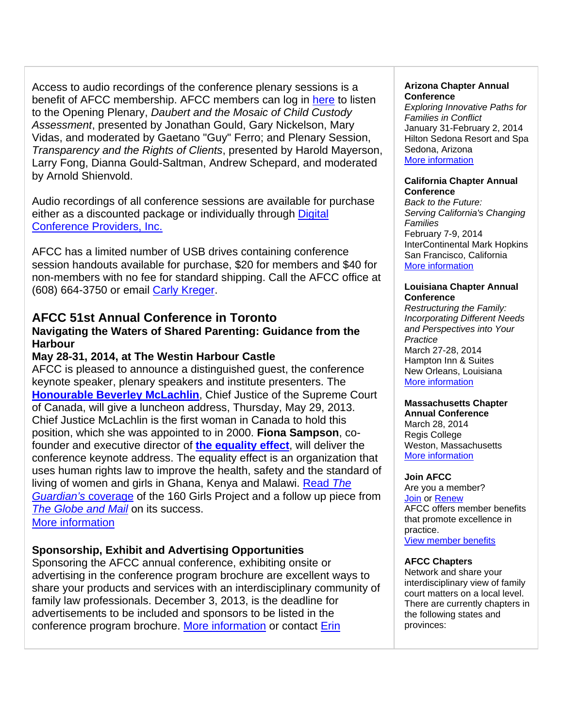Access to audio recordings of the conference plenary sessions is a benefit of AFCC membership. AFCC members can log in here to listen to the Opening Plenary, *Daubert and the Mosaic of Child Custody Assessment*, presented by Jonathan Gould, Gary Nickelson, Mary Vidas, and moderated by Gaetano "Guy" Ferro; and Plenary Session, *Transparency and the Rights of Clients*, presented by Harold Mayerson, Larry Fong, Dianna Gould-Saltman, Andrew Schepard, and moderated by Arnold Shienvold.

Audio recordings of all conference sessions are available for purchase either as a discounted package or individually through Digital Conference Providers, Inc.

AFCC has a limited number of USB drives containing conference session handouts available for purchase, $20 for members and $40 for non-members with no fee for standard shipping. Call the AFCC office at (608) 664-3750 or email Carly Kreger.

## AFCC 51st Annual Conference in Toronto

### Navigating the Waters of Shared Parenting: Guidance from the Harbour

### May 28-31, 2014, at The Westin Harbour Castle

AFCC is pleased to announce a distinguished guest, the conference keynote speaker, plenary speakers and institute presenters. The **Honourable Beverley McLachlin**, Chief Justice of the Supreme Court of Canada, will give a luncheon address, Thursday, May 29, 2013. Chief Justice McLachlin is the first woman in Canada to hold this position, which she was appointed to in 2000. **Fiona Sampson**, co-founder and executive director of **the equality effect**, will deliver the conference keynote address. The equality effect is an organization that uses human rights law to improve the health, safety and the standard of living of women and girls in Ghana, Kenya and Malawi. Read *The Guardian's* coverage of the 160 Girls Project and a follow up piece from *The Globe and Mail* on its success.

More information

### Sponsorship, Exhibit and Advertising Opportunities

Sponsoring the AFCC annual conference, exhibiting onsite or advertising in the conference program brochure are excellent ways to share your products and services with an interdisciplinary community of family law professionals. December 3, 2013, is the deadline for advertisements to be included and sponsors to be listed in the conference program brochure. More information or contact Erin

**Arizona Chapter Annual Conference**
*Exploring Innovative Paths for Families in Conflict*
January 31-February 2, 2014
Hilton Sedona Resort and Spa
Sedona, Arizona
More information

**California Chapter Annual Conference**
*Back to the Future: Serving California's Changing Families*
February 7-9, 2014
InterContinental Mark Hopkins
San Francisco, California
More information

**Louisiana Chapter Annual Conference**
*Restructuring the Family: Incorporating Different Needs and Perspectives into Your Practice*
March 27-28, 2014
Hampton Inn & Suites
New Orleans, Louisiana
More information

**Massachusetts Chapter Annual Conference**
March 28, 2014
Regis College
Weston, Massachusetts
More information

**Join AFCC**
Are you a member?
Join or Renew
AFCC offers member benefits that promote excellence in practice.
View member benefits

**AFCC Chapters**
Network and share your interdisciplinary view of family court matters on a local level. There are currently chapters in the following states and provinces: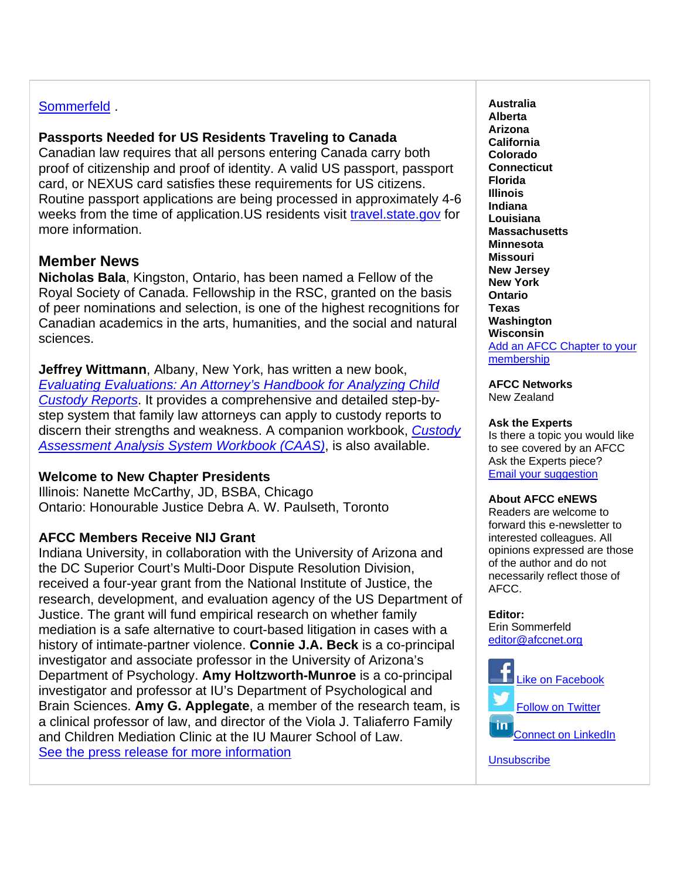Sommerfeld .

**Passports Needed for US Residents Traveling to Canada**
Canadian law requires that all persons entering Canada carry both proof of citizenship and proof of identity. A valid US passport, passport card, or NEXUS card satisfies these requirements for US citizens. Routine passport applications are being processed in approximately 4-6 weeks from the time of application.US residents visit travel.state.gov for more information.

## Member News

**Nicholas Bala**, Kingston, Ontario, has been named a Fellow of the Royal Society of Canada. Fellowship in the RSC, granted on the basis of peer nominations and selection, is one of the highest recognitions for Canadian academics in the arts, humanities, and the social and natural sciences.

**Jeffrey Wittmann**, Albany, New York, has written a new book, *Evaluating Evaluations: An Attorney's Handbook for Analyzing Child Custody Reports*. It provides a comprehensive and detailed step-by-step system that family law attorneys can apply to custody reports to discern their strengths and weakness. A companion workbook, *Custody Assessment Analysis System Workbook (CAAS)*, is also available.

**Welcome to New Chapter Presidents**
Illinois: Nanette McCarthy, JD, BSBA, Chicago
Ontario: Honourable Justice Debra A. W. Paulseth, Toronto

**AFCC Members Receive NIJ Grant**
Indiana University, in collaboration with the University of Arizona and the DC Superior Court's Multi-Door Dispute Resolution Division, received a four-year grant from the National Institute of Justice, the research, development, and evaluation agency of the US Department of Justice. The grant will fund empirical research on whether family mediation is a safe alternative to court-based litigation in cases with a history of intimate-partner violence. **Connie J.A. Beck** is a co-principal investigator and associate professor in the University of Arizona's Department of Psychology. **Amy Holtzworth-Munroe** is a co-principal investigator and professor at IU's Department of Psychological and Brain Sciences. **Amy G. Applegate**, a member of the research team, is a clinical professor of law, and director of the Viola J. Taliaferro Family and Children Mediation Clinic at the IU Maurer School of Law.
See the press release for more information

**Australia**
**Alberta**
**Arizona**
**California**
**Colorado**
**Connecticut**
**Florida**
**Illinois**
**Indiana**
**Louisiana**
**Massachusetts**
**Minnesota**
**Missouri**
**New Jersey**
**New York**
**Ontario**
**Texas**
**Washington**
**Wisconsin**
Add an AFCC Chapter to your membership

**AFCC Networks**
New Zealand

**Ask the Experts**
Is there a topic you would like to see covered by an AFCC Ask the Experts piece?
Email your suggestion

**About AFCC eNEWS**
Readers are welcome to forward this e-newsletter to interested colleagues. All opinions expressed are those of the author and do not necessarily reflect those of AFCC.

**Editor:**
Erin Sommerfeld
editor@afccnet.org

Like on Facebook

Follow on Twitter

Connect on LinkedIn

Unsubscribe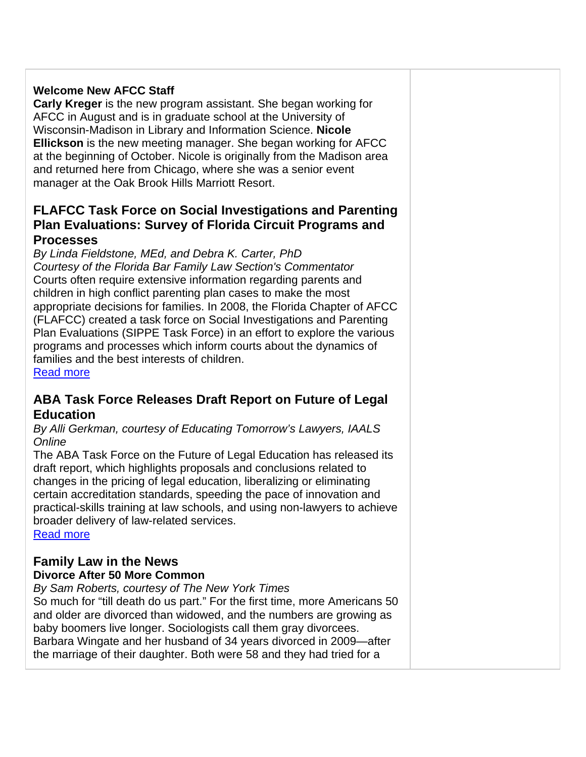**Welcome New AFCC Staff**

**Carly Kreger** is the new program assistant. She began working for AFCC in August and is in graduate school at the University of Wisconsin-Madison in Library and Information Science. **Nicole Ellickson** is the new meeting manager. She began working for AFCC at the beginning of October. Nicole is originally from the Madison area and returned here from Chicago, where she was a senior event manager at the Oak Brook Hills Marriott Resort.

## FLAFCC Task Force on Social Investigations and Parenting Plan Evaluations: Survey of Florida Circuit Programs and Processes

*By Linda Fieldstone, MEd, and Debra K. Carter, PhD*
*Courtesy of the Florida Bar Family Law Section's Commentator*

Courts often require extensive information regarding parents and children in high conflict parenting plan cases to make the most appropriate decisions for families. In 2008, the Florida Chapter of AFCC (FLAFCC) created a task force on Social Investigations and Parenting Plan Evaluations (SIPPE Task Force) in an effort to explore the various programs and processes which inform courts about the dynamics of families and the best interests of children.

Read more

## ABA Task Force Releases Draft Report on Future of Legal Education

*By Alli Gerkman, courtesy of Educating Tomorrow's Lawyers, IAALS Online*

The ABA Task Force on the Future of Legal Education has released its draft report, which highlights proposals and conclusions related to changes in the pricing of legal education, liberalizing or eliminating certain accreditation standards, speeding the pace of innovation and practical-skills training at law schools, and using non-lawyers to achieve broader delivery of law-related services.

Read more

## Family Law in the News

**Divorce After 50 More Common**

*By Sam Roberts, courtesy of The New York Times*

So much for "till death do us part." For the first time, more Americans 50 and older are divorced than widowed, and the numbers are growing as baby boomers live longer. Sociologists call them gray divorcees. Barbara Wingate and her husband of 34 years divorced in 2009—after the marriage of their daughter. Both were 58 and they had tried for a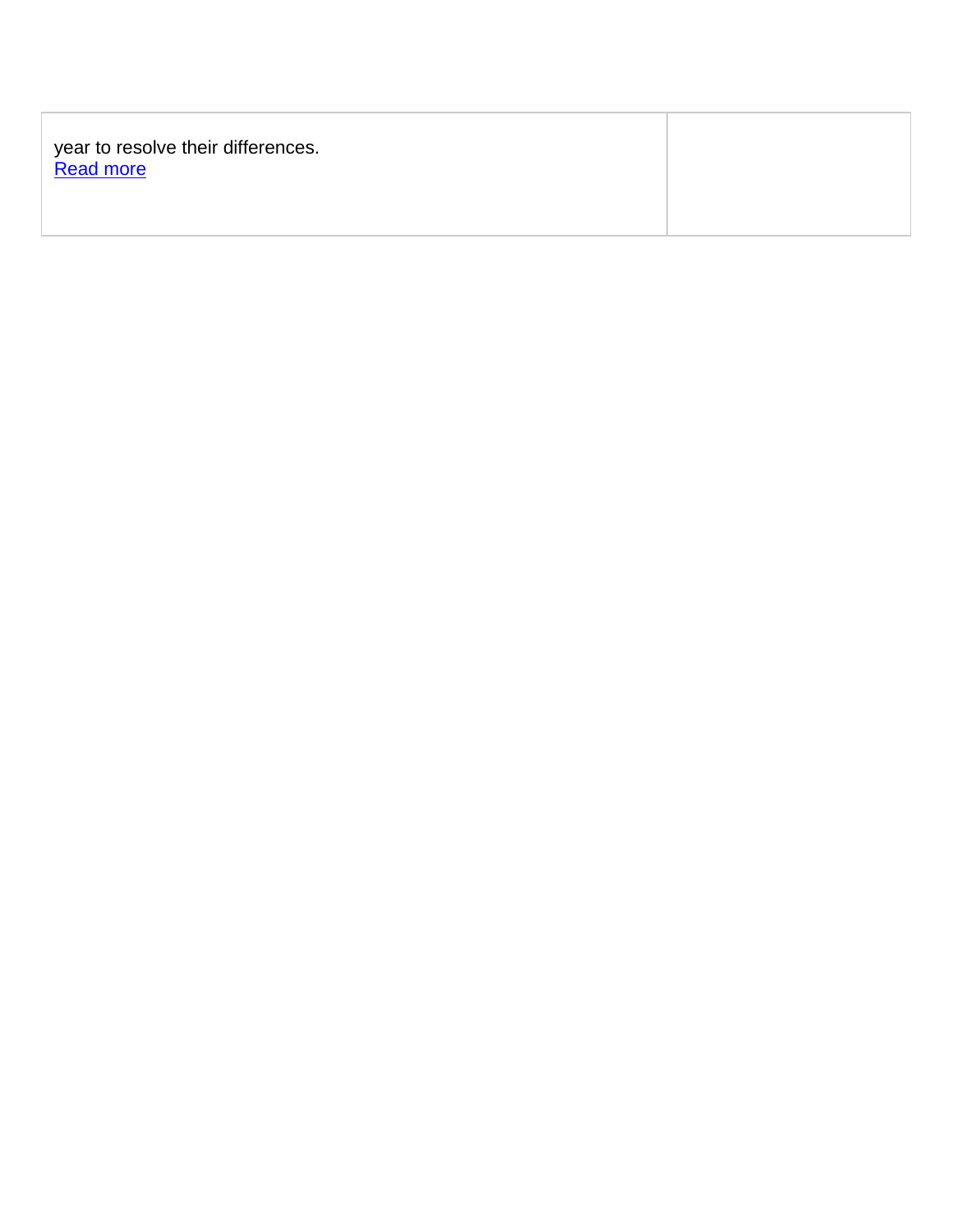| year to resolve their differences.<br>Read more | |
|---|---|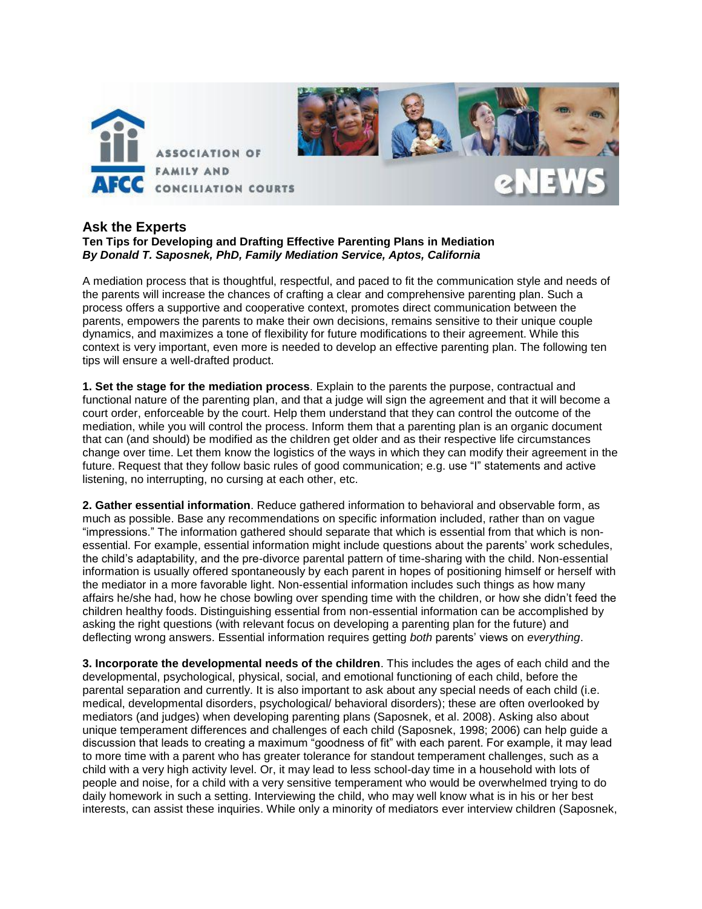## Ask the Experts

**Ten Tips for Developing and Drafting Effective Parenting Plans in Mediation**
***By Donald T. Saposnek, PhD, Family Mediation Service, Aptos, California***

A mediation process that is thoughtful, respectful, and paced to fit the communication style and needs of the parents will increase the chances of crafting a clear and comprehensive parenting plan. Such a process offers a supportive and cooperative context, promotes direct communication between the parents, empowers the parents to make their own decisions, remains sensitive to their unique couple dynamics, and maximizes a tone of flexibility for future modifications to their agreement. While this context is very important, even more is needed to develop an effective parenting plan. The following ten tips will ensure a well-drafted product.

**1. Set the stage for the mediation process**. Explain to the parents the purpose, contractual and functional nature of the parenting plan, and that a judge will sign the agreement and that it will become a court order, enforceable by the court. Help them understand that they can control the outcome of the mediation, while you will control the process. Inform them that a parenting plan is an organic document that can (and should) be modified as the children get older and as their respective life circumstances change over time. Let them know the logistics of the ways in which they can modify their agreement in the future. Request that they follow basic rules of good communication; e.g. use "I" statements and active listening, no interrupting, no cursing at each other, etc.

**2. Gather essential information**. Reduce gathered information to behavioral and observable form, as much as possible. Base any recommendations on specific information included, rather than on vague "impressions." The information gathered should separate that which is essential from that which is non-essential. For example, essential information might include questions about the parents' work schedules, the child's adaptability, and the pre-divorce parental pattern of time-sharing with the child. Non-essential information is usually offered spontaneously by each parent in hopes of positioning himself or herself with the mediator in a more favorable light. Non-essential information includes such things as how many affairs he/she had, how he chose bowling over spending time with the children, or how she didn't feed the children healthy foods. Distinguishing essential from non-essential information can be accomplished by asking the right questions (with relevant focus on developing a parenting plan for the future) and deflecting wrong answers. Essential information requires getting *both* parents' views on *everything*.

**3. Incorporate the developmental needs of the children**. This includes the ages of each child and the developmental, psychological, physical, social, and emotional functioning of each child, before the parental separation and currently. It is also important to ask about any special needs of each child (i.e. medical, developmental disorders, psychological/ behavioral disorders); these are often overlooked by mediators (and judges) when developing parenting plans (Saposnek, et al. 2008). Asking also about unique temperament differences and challenges of each child (Saposnek, 1998; 2006) can help guide a discussion that leads to creating a maximum "goodness of fit" with each parent. For example, it may lead to more time with a parent who has greater tolerance for standout temperament challenges, such as a child with a very high activity level. Or, it may lead to less school-day time in a household with lots of people and noise, for a child with a very sensitive temperament who would be overwhelmed trying to do daily homework in such a setting. Interviewing the child, who may well know what is in his or her best interests, can assist these inquiries. While only a minority of mediators ever interview children (Saposnek,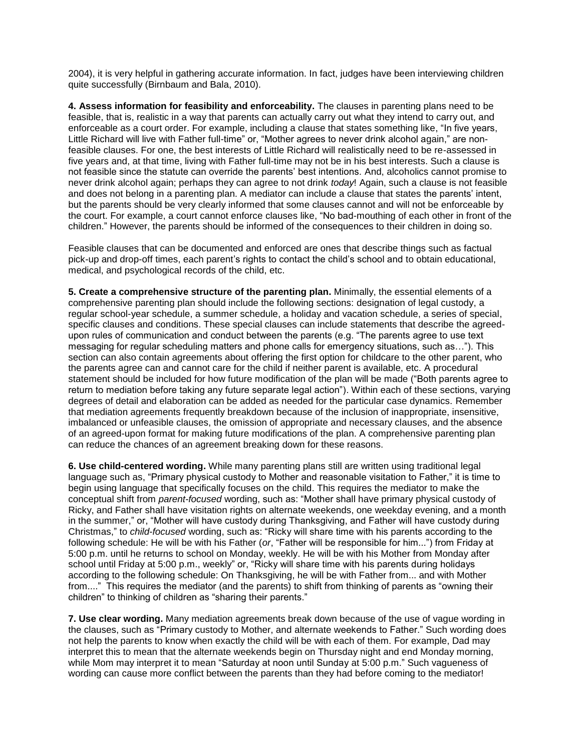2004), it is very helpful in gathering accurate information. In fact, judges have been interviewing children quite successfully (Birnbaum and Bala, 2010).

**4. Assess information for feasibility and enforceability.** The clauses in parenting plans need to be feasible, that is, realistic in a way that parents can actually carry out what they intend to carry out, and enforceable as a court order. For example, including a clause that states something like, "In five years, Little Richard will live with Father full-time" or, "Mother agrees to never drink alcohol again," are non-feasible clauses. For one, the best interests of Little Richard will realistically need to be re-assessed in five years and, at that time, living with Father full-time may not be in his best interests. Such a clause is not feasible since the statute can override the parents' best intentions. And, alcoholics cannot promise to never drink alcohol again; perhaps they can agree to not drink *today*! Again, such a clause is not feasible and does not belong in a parenting plan. A mediator can include a clause that states the parents' intent, but the parents should be very clearly informed that some clauses cannot and will not be enforceable by the court. For example, a court cannot enforce clauses like, "No bad-mouthing of each other in front of the children." However, the parents should be informed of the consequences to their children in doing so.

Feasible clauses that can be documented and enforced are ones that describe things such as factual pick-up and drop-off times, each parent's rights to contact the child's school and to obtain educational, medical, and psychological records of the child, etc.

**5. Create a comprehensive structure of the parenting plan.** Minimally, the essential elements of a comprehensive parenting plan should include the following sections: designation of legal custody, a regular school-year schedule, a summer schedule, a holiday and vacation schedule, a series of special, specific clauses and conditions. These special clauses can include statements that describe the agreed-upon rules of communication and conduct between the parents (e.g. "The parents agree to use text messaging for regular scheduling matters and phone calls for emergency situations, such as…"). This section can also contain agreements about offering the first option for childcare to the other parent, who the parents agree can and cannot care for the child if neither parent is available, etc. A procedural statement should be included for how future modification of the plan will be made ("Both parents agree to return to mediation before taking any future separate legal action"). Within each of these sections, varying degrees of detail and elaboration can be added as needed for the particular case dynamics. Remember that mediation agreements frequently breakdown because of the inclusion of inappropriate, insensitive, imbalanced or unfeasible clauses, the omission of appropriate and necessary clauses, and the absence of an agreed-upon format for making future modifications of the plan. A comprehensive parenting plan can reduce the chances of an agreement breaking down for these reasons.

**6. Use child-centered wording.** While many parenting plans still are written using traditional legal language such as, "Primary physical custody to Mother and reasonable visitation to Father," it is time to begin using language that specifically focuses on the child. This requires the mediator to make the conceptual shift from *parent-focused* wording, such as: "Mother shall have primary physical custody of Ricky, and Father shall have visitation rights on alternate weekends, one weekday evening, and a month in the summer," or, "Mother will have custody during Thanksgiving, and Father will have custody during Christmas," to *child-focused* wording, such as: "Ricky will share time with his parents according to the following schedule: He will be with his Father (*or*, "Father will be responsible for him...") from Friday at 5:00 p.m. until he returns to school on Monday, weekly. He will be with his Mother from Monday after school until Friday at 5:00 p.m., weekly" or, "Ricky will share time with his parents during holidays according to the following schedule: On Thanksgiving, he will be with Father from... and with Mother from...." This requires the mediator (and the parents) to shift from thinking of parents as "owning their children" to thinking of children as "sharing their parents."

**7. Use clear wording.** Many mediation agreements break down because of the use of vague wording in the clauses, such as "Primary custody to Mother, and alternate weekends to Father." Such wording does not help the parents to know when exactly the child will be with each of them. For example, Dad may interpret this to mean that the alternate weekends begin on Thursday night and end Monday morning, while Mom may interpret it to mean "Saturday at noon until Sunday at 5:00 p.m." Such vagueness of wording can cause more conflict between the parents than they had before coming to the mediator!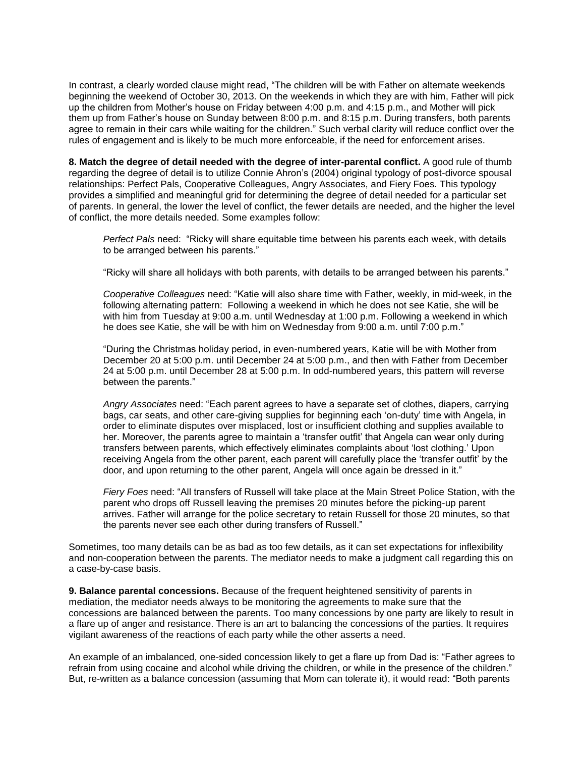In contrast, a clearly worded clause might read, "The children will be with Father on alternate weekends beginning the weekend of October 30, 2013. On the weekends in which they are with him, Father will pick up the children from Mother's house on Friday between 4:00 p.m. and 4:15 p.m., and Mother will pick them up from Father's house on Sunday between 8:00 p.m. and 8:15 p.m. During transfers, both parents agree to remain in their cars while waiting for the children." Such verbal clarity will reduce conflict over the rules of engagement and is likely to be much more enforceable, if the need for enforcement arises.

**8. Match the degree of detail needed with the degree of inter-parental conflict.** A good rule of thumb regarding the degree of detail is to utilize Connie Ahron's (2004) original typology of post-divorce spousal relationships: Perfect Pals, Cooperative Colleagues, Angry Associates, and Fiery Foes*.* This typology provides a simplified and meaningful grid for determining the degree of detail needed for a particular set of parents. In general, the lower the level of conflict, the fewer details are needed, and the higher the level of conflict, the more details needed. Some examples follow:

> *Perfect Pals* need: "Ricky will share equitable time between his parents each week, with details to be arranged between his parents."
>
> "Ricky will share all holidays with both parents, with details to be arranged between his parents."
>
> *Cooperative Colleagues* need: "Katie will also share time with Father, weekly, in mid-week, in the following alternating pattern: Following a weekend in which he does not see Katie, she will be with him from Tuesday at 9:00 a.m. until Wednesday at 1:00 p.m. Following a weekend in which he does see Katie, she will be with him on Wednesday from 9:00 a.m. until 7:00 p.m."
>
> "During the Christmas holiday period, in even-numbered years, Katie will be with Mother from December 20 at 5:00 p.m. until December 24 at 5:00 p.m., and then with Father from December 24 at 5:00 p.m. until December 28 at 5:00 p.m. In odd-numbered years, this pattern will reverse between the parents."
>
> *Angry Associates* need: "Each parent agrees to have a separate set of clothes, diapers, carrying bags, car seats, and other care-giving supplies for beginning each 'on-duty' time with Angela, in order to eliminate disputes over misplaced, lost or insufficient clothing and supplies available to her. Moreover, the parents agree to maintain a 'transfer outfit' that Angela can wear only during transfers between parents, which effectively eliminates complaints about 'lost clothing.' Upon receiving Angela from the other parent, each parent will carefully place the 'transfer outfit' by the door, and upon returning to the other parent, Angela will once again be dressed in it."
>
> *Fiery Foes* need: "All transfers of Russell will take place at the Main Street Police Station, with the parent who drops off Russell leaving the premises 20 minutes before the picking-up parent arrives. Father will arrange for the police secretary to retain Russell for those 20 minutes, so that the parents never see each other during transfers of Russell."

Sometimes, too many details can be as bad as too few details, as it can set expectations for inflexibility and non-cooperation between the parents. The mediator needs to make a judgment call regarding this on a case-by-case basis.

**9. Balance parental concessions.** Because of the frequent heightened sensitivity of parents in mediation, the mediator needs always to be monitoring the agreements to make sure that the concessions are balanced between the parents. Too many concessions by one party are likely to result in a flare up of anger and resistance. There is an art to balancing the concessions of the parties. It requires vigilant awareness of the reactions of each party while the other asserts a need.

An example of an imbalanced, one-sided concession likely to get a flare up from Dad is: "Father agrees to refrain from using cocaine and alcohol while driving the children, or while in the presence of the children." But, re-written as a balance concession (assuming that Mom can tolerate it), it would read: "Both parents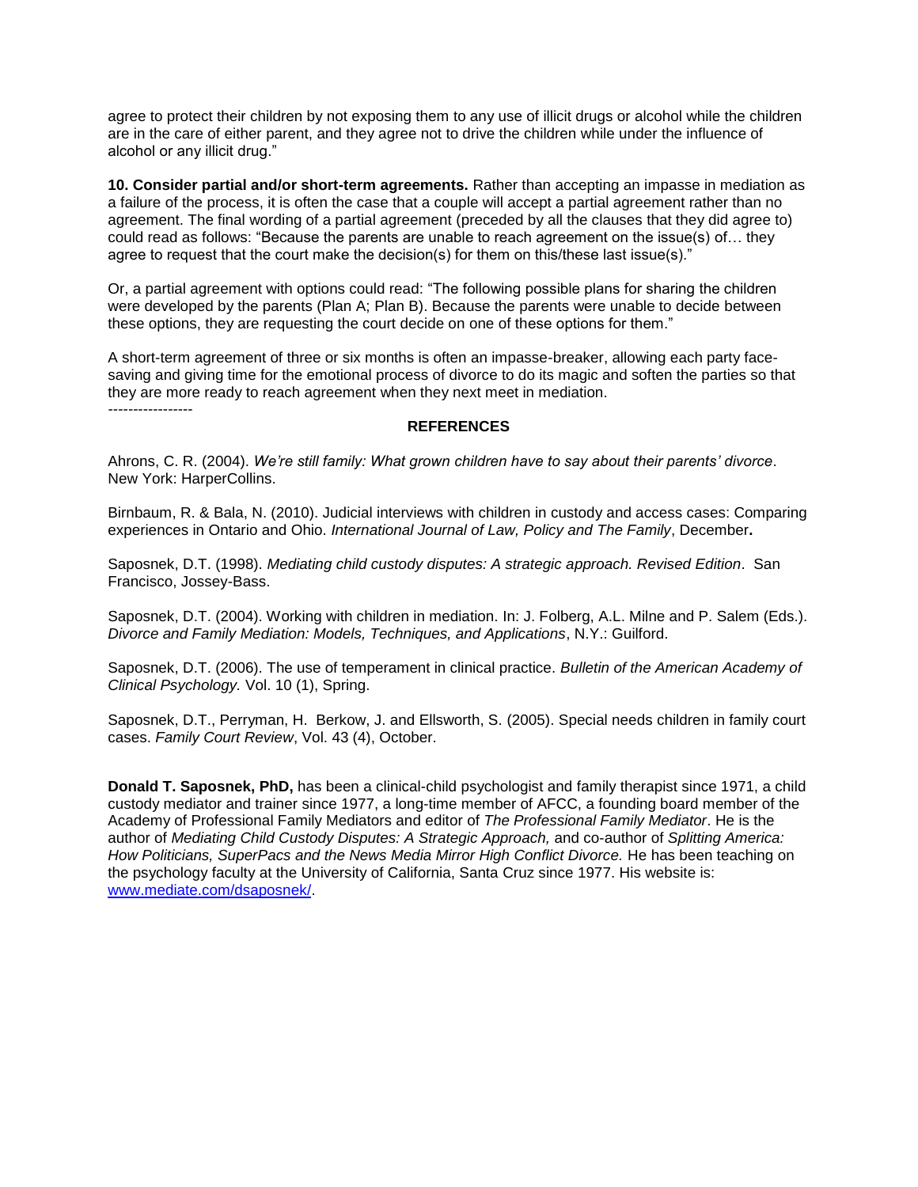agree to protect their children by not exposing them to any use of illicit drugs or alcohol while the children are in the care of either parent, and they agree not to drive the children while under the influence of alcohol or any illicit drug."

**10. Consider partial and/or short-term agreements.** Rather than accepting an impasse in mediation as a failure of the process, it is often the case that a couple will accept a partial agreement rather than no agreement. The final wording of a partial agreement (preceded by all the clauses that they did agree to) could read as follows: "Because the parents are unable to reach agreement on the issue(s) of… they agree to request that the court make the decision(s) for them on this/these last issue(s)."

Or, a partial agreement with options could read: "The following possible plans for sharing the children were developed by the parents (Plan A; Plan B). Because the parents were unable to decide between these options, they are requesting the court decide on one of these options for them."

A short-term agreement of three or six months is often an impasse-breaker, allowing each party face-saving and giving time for the emotional process of divorce to do its magic and soften the parties so that they are more ready to reach agreement when they next meet in mediation.

-----------------

## REFERENCES

Ahrons, C. R. (2004). *We're still family: What grown children have to say about their parents' divorce*. New York: HarperCollins.

Birnbaum, R. & Bala, N. (2010). Judicial interviews with children in custody and access cases: Comparing experiences in Ontario and Ohio. *International Journal of Law, Policy and The Family*, December**.**

Saposnek, D.T. (1998). *Mediating child custody disputes: A strategic approach. Revised Edition*. San Francisco, Jossey-Bass.

Saposnek, D.T. (2004). Working with children in mediation. In: J. Folberg, A.L. Milne and P. Salem (Eds.). *Divorce and Family Mediation: Models, Techniques, and Applications*, N.Y.: Guilford.

Saposnek, D.T. (2006). The use of temperament in clinical practice. *Bulletin of the American Academy of Clinical Psychology.* Vol. 10 (1), Spring.

Saposnek, D.T., Perryman, H. Berkow, J. and Ellsworth, S. (2005). Special needs children in family court cases. *Family Court Review*, Vol. 43 (4), October.

**Donald T. Saposnek, PhD,** has been a clinical-child psychologist and family therapist since 1971, a child custody mediator and trainer since 1977, a long-time member of AFCC, a founding board member of the Academy of Professional Family Mediators and editor of *The Professional Family Mediator*. He is the author of *Mediating Child Custody Disputes: A Strategic Approach,* and co-author of *Splitting America: How Politicians, SuperPacs and the News Media Mirror High Conflict Divorce.* He has been teaching on the psychology faculty at the University of California, Santa Cruz since 1977. His website is: [www.mediate.com/dsaposnek/](www.mediate.com/dsaposnek/).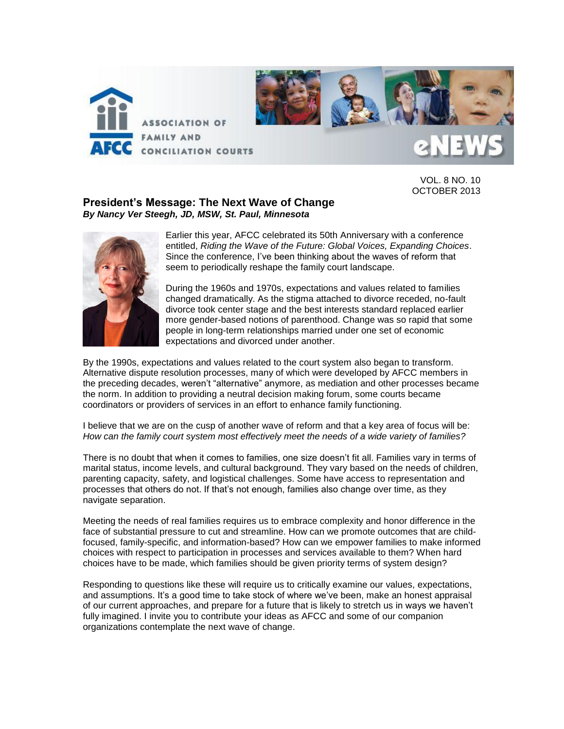VOL. 8 NO. 10
OCTOBER 2013

## President's Message: The Next Wave of Change

***By Nancy Ver Steegh, JD, MSW, St. Paul, Minnesota***

Earlier this year, AFCC celebrated its 50th Anniversary with a conference entitled, *Riding the Wave of the Future: Global Voices, Expanding Choices*. Since the conference, I've been thinking about the waves of reform that seem to periodically reshape the family court landscape.

During the 1960s and 1970s, expectations and values related to families changed dramatically. As the stigma attached to divorce receded, no-fault divorce took center stage and the best interests standard replaced earlier more gender-based notions of parenthood. Change was so rapid that some people in long-term relationships married under one set of economic expectations and divorced under another.

By the 1990s, expectations and values related to the court system also began to transform. Alternative dispute resolution processes, many of which were developed by AFCC members in the preceding decades, weren't "alternative" anymore, as mediation and other processes became the norm. In addition to providing a neutral decision making forum, some courts became coordinators or providers of services in an effort to enhance family functioning.

I believe that we are on the cusp of another wave of reform and that a key area of focus will be: *How can the family court system most effectively meet the needs of a wide variety of families?*

There is no doubt that when it comes to families, one size doesn't fit all. Families vary in terms of marital status, income levels, and cultural background. They vary based on the needs of children, parenting capacity, safety, and logistical challenges. Some have access to representation and processes that others do not. If that's not enough, families also change over time, as they navigate separation.

Meeting the needs of real families requires us to embrace complexity and honor difference in the face of substantial pressure to cut and streamline. How can we promote outcomes that are child-focused, family-specific, and information-based? How can we empower families to make informed choices with respect to participation in processes and services available to them? When hard choices have to be made, which families should be given priority terms of system design?

Responding to questions like these will require us to critically examine our values, expectations, and assumptions. It's a good time to take stock of where we've been, make an honest appraisal of our current approaches, and prepare for a future that is likely to stretch us in ways we haven't fully imagined. I invite you to contribute your ideas as AFCC and some of our companion organizations contemplate the next wave of change.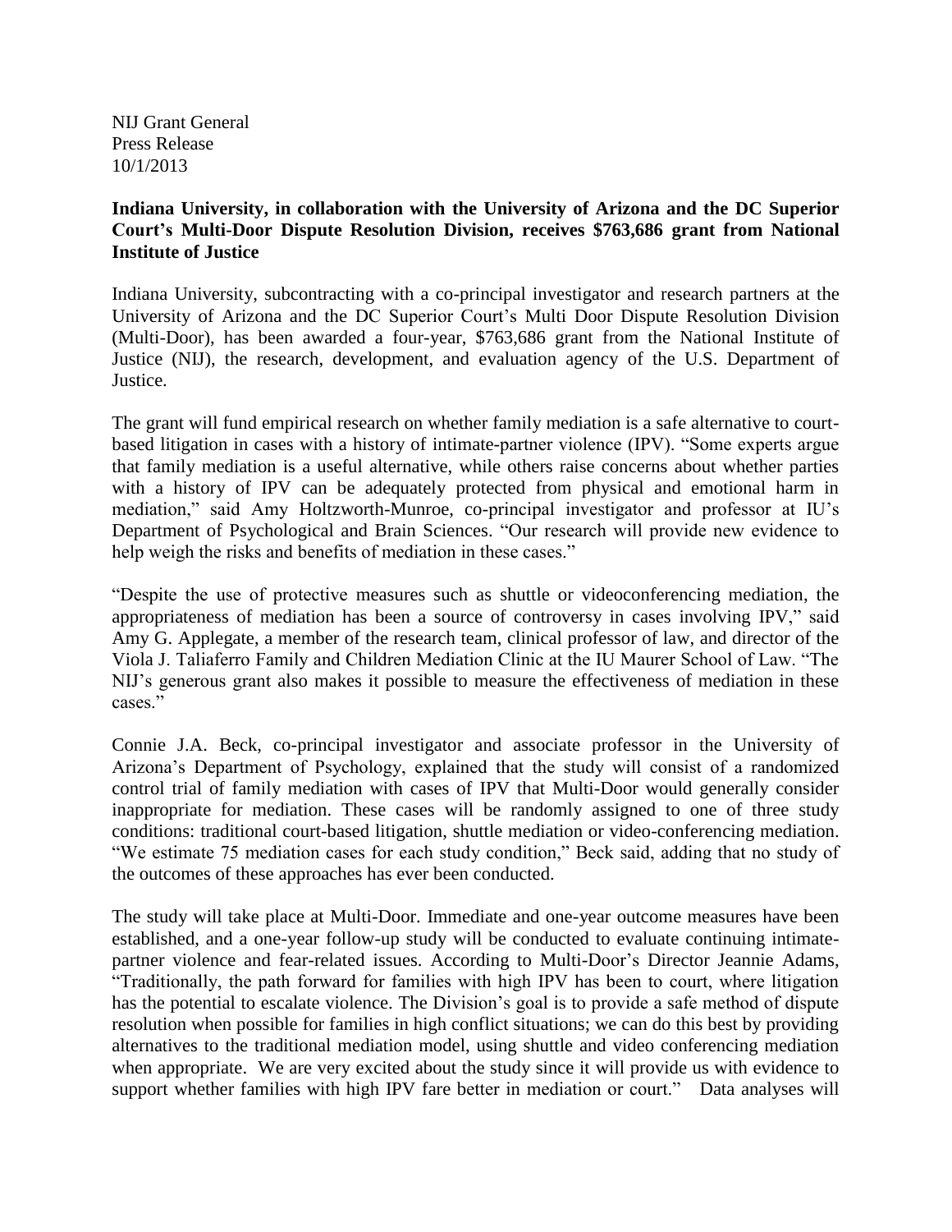NIJ Grant General
Press Release
10/1/2013

**Indiana University, in collaboration with the University of Arizona and the DC Superior Court's Multi-Door Dispute Resolution Division, receives $763,686 grant from National Institute of Justice**

Indiana University, subcontracting with a co-principal investigator and research partners at the University of Arizona and the DC Superior Court's Multi Door Dispute Resolution Division (Multi-Door), has been awarded a four-year, $763,686 grant from the National Institute of Justice (NIJ), the research, development, and evaluation agency of the U.S. Department of Justice.

The grant will fund empirical research on whether family mediation is a safe alternative to court-based litigation in cases with a history of intimate-partner violence (IPV). "Some experts argue that family mediation is a useful alternative, while others raise concerns about whether parties with a history of IPV can be adequately protected from physical and emotional harm in mediation," said Amy Holtzworth-Munroe, co-principal investigator and professor at IU's Department of Psychological and Brain Sciences. "Our research will provide new evidence to help weigh the risks and benefits of mediation in these cases."

"Despite the use of protective measures such as shuttle or videoconferencing mediation, the appropriateness of mediation has been a source of controversy in cases involving IPV," said Amy G. Applegate, a member of the research team, clinical professor of law, and director of the Viola J. Taliaferro Family and Children Mediation Clinic at the IU Maurer School of Law. "The NIJ's generous grant also makes it possible to measure the effectiveness of mediation in these cases."

Connie J.A. Beck, co-principal investigator and associate professor in the University of Arizona's Department of Psychology, explained that the study will consist of a randomized control trial of family mediation with cases of IPV that Multi-Door would generally consider inappropriate for mediation. These cases will be randomly assigned to one of three study conditions: traditional court-based litigation, shuttle mediation or video-conferencing mediation. "We estimate 75 mediation cases for each study condition," Beck said, adding that no study of the outcomes of these approaches has ever been conducted.

The study will take place at Multi-Door. Immediate and one-year outcome measures have been established, and a one-year follow-up study will be conducted to evaluate continuing intimate-partner violence and fear-related issues. According to Multi-Door's Director Jeannie Adams, "Traditionally, the path forward for families with high IPV has been to court, where litigation has the potential to escalate violence. The Division's goal is to provide a safe method of dispute resolution when possible for families in high conflict situations; we can do this best by providing alternatives to the traditional mediation model, using shuttle and video conferencing mediation when appropriate. We are very excited about the study since it will provide us with evidence to support whether families with high IPV fare better in mediation or court." Data analyses will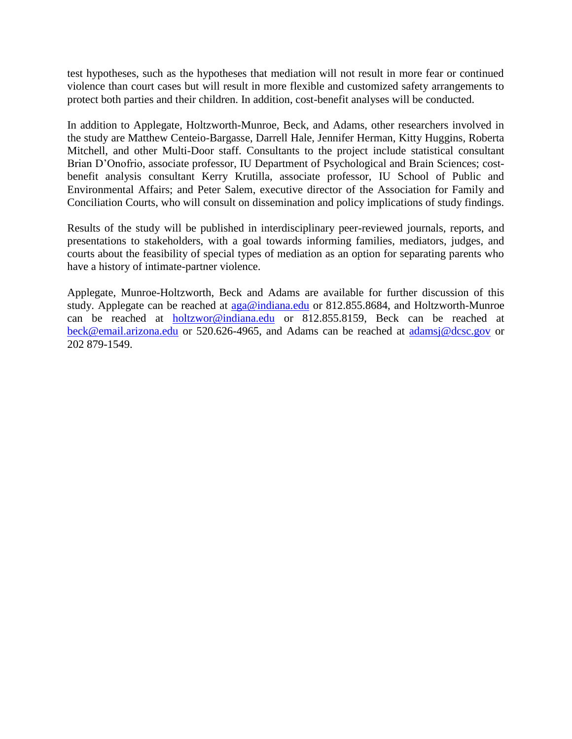test hypotheses, such as the hypotheses that mediation will not result in more fear or continued violence than court cases but will result in more flexible and customized safety arrangements to protect both parties and their children. In addition, cost-benefit analyses will be conducted.

In addition to Applegate, Holtzworth-Munroe, Beck, and Adams, other researchers involved in the study are Matthew Centeio-Bargasse, Darrell Hale, Jennifer Herman, Kitty Huggins, Roberta Mitchell, and other Multi-Door staff. Consultants to the project include statistical consultant Brian D'Onofrio, associate professor, IU Department of Psychological and Brain Sciences; cost-benefit analysis consultant Kerry Krutilla, associate professor, IU School of Public and Environmental Affairs; and Peter Salem, executive director of the Association for Family and Conciliation Courts, who will consult on dissemination and policy implications of study findings.

Results of the study will be published in interdisciplinary peer-reviewed journals, reports, and presentations to stakeholders, with a goal towards informing families, mediators, judges, and courts about the feasibility of special types of mediation as an option for separating parents who have a history of intimate-partner violence.

Applegate, Munroe-Holtzworth, Beck and Adams are available for further discussion of this study. Applegate can be reached at aga@indiana.edu or 812.855.8684, and Holtzworth-Munroe can be reached at holtzwor@indiana.edu or 812.855.8159, Beck can be reached at beck@email.arizona.edu or 520.626-4965, and Adams can be reached at adamsj@dcsc.gov or 202 879-1549.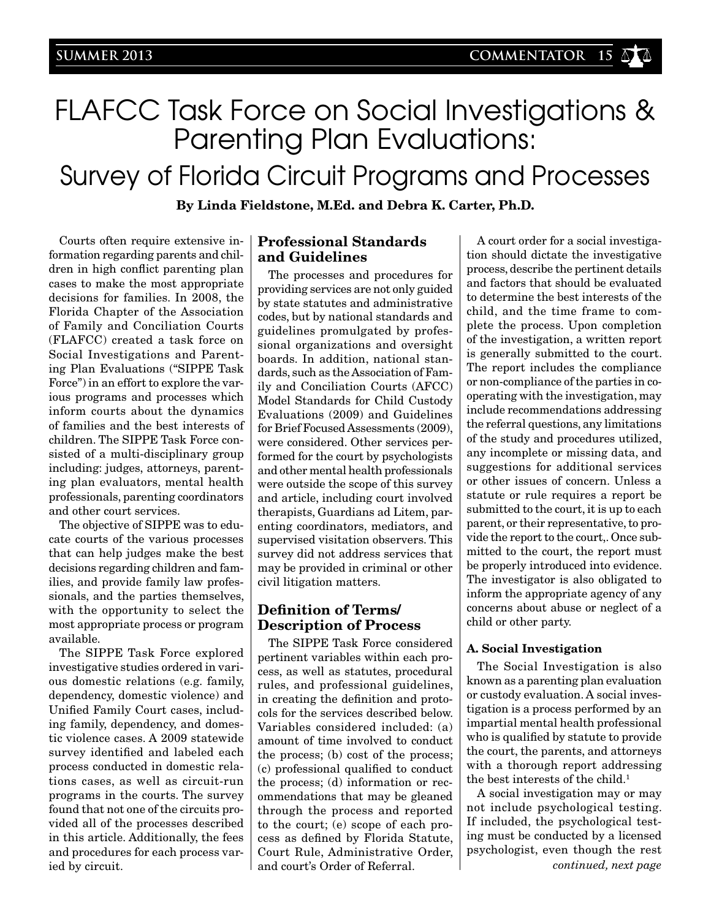# FLAFCC Task Force on Social Investigations & Parenting Plan Evaluations: Survey of Florida Circuit Programs and Processes

**By Linda Fieldstone, M.Ed. and Debra K. Carter, Ph.D.**

Courts often require extensive information regarding parents and children in high conflict parenting plan cases to make the most appropriate decisions for families. In 2008, the Florida Chapter of the Association of Family and Conciliation Courts (FLAFCC) created a task force on Social Investigations and Parenting Plan Evaluations ("SIPPE Task Force") in an effort to explore the various programs and processes which inform courts about the dynamics of families and the best interests of children. The SIPPE Task Force consisted of a multi-disciplinary group including: judges, attorneys, parenting plan evaluators, mental health professionals, parenting coordinators and other court services.

The objective of SIPPE was to educate courts of the various processes that can help judges make the best decisions regarding children and families, and provide family law professionals, and the parties themselves, with the opportunity to select the most appropriate process or program available.

The SIPPE Task Force explored investigative studies ordered in various domestic relations (e.g. family, dependency, domestic violence) and Unified Family Court cases, including family, dependency, and domestic violence cases. A 2009 statewide survey identified and labeled each process conducted in domestic relations cases, as well as circuit-run programs in the courts. The survey found that not one of the circuits provided all of the processes described in this article. Additionally, the fees and procedures for each process varied by circuit.

## Professional Standards and Guidelines

The processes and procedures for providing services are not only guided by state statutes and administrative codes, but by national standards and guidelines promulgated by professional organizations and oversight boards. In addition, national standards, such as the Association of Family and Conciliation Courts (AFCC) Model Standards for Child Custody Evaluations (2009) and Guidelines for Brief Focused Assessments (2009), were considered. Other services performed for the court by psychologists and other mental health professionals were outside the scope of this survey and article, including court involved therapists, Guardians ad Litem, parenting coordinators, mediators, and supervised visitation observers. This survey did not address services that may be provided in criminal or other civil litigation matters.

## Definition of Terms/ Description of Process

The SIPPE Task Force considered pertinent variables within each process, as well as statutes, procedural rules, and professional guidelines, in creating the definition and protocols for the services described below. Variables considered included: (a) amount of time involved to conduct the process; (b) cost of the process; (c) professional qualified to conduct the process; (d) information or recommendations that may be gleaned through the process and reported to the court; (e) scope of each process as defined by Florida Statute, Court Rule, Administrative Order, and court's Order of Referral.

A court order for a social investigation should dictate the investigative process, describe the pertinent details and factors that should be evaluated to determine the best interests of the child, and the time frame to complete the process. Upon completion of the investigation, a written report is generally submitted to the court. The report includes the compliance or non-compliance of the parties in cooperating with the investigation, may include recommendations addressing the referral questions, any limitations of the study and procedures utilized, any incomplete or missing data, and suggestions for additional services or other issues of concern. Unless a statute or rule requires a report be submitted to the court, it is up to each parent, or their representative, to provide the report to the court,. Once submitted to the court, the report must be properly introduced into evidence. The investigator is also obligated to inform the appropriate agency of any concerns about abuse or neglect of a child or other party.

### A. Social Investigation

The Social Investigation is also known as a parenting plan evaluation or custody evaluation. A social investigation is a process performed by an impartial mental health professional who is qualified by statute to provide the court, the parents, and attorneys with a thorough report addressing the best interests of the child.[1]

A social investigation may or may not include psychological testing. If included, the psychological testing must be conducted by a licensed psychologist, even though the rest

*continued, next page*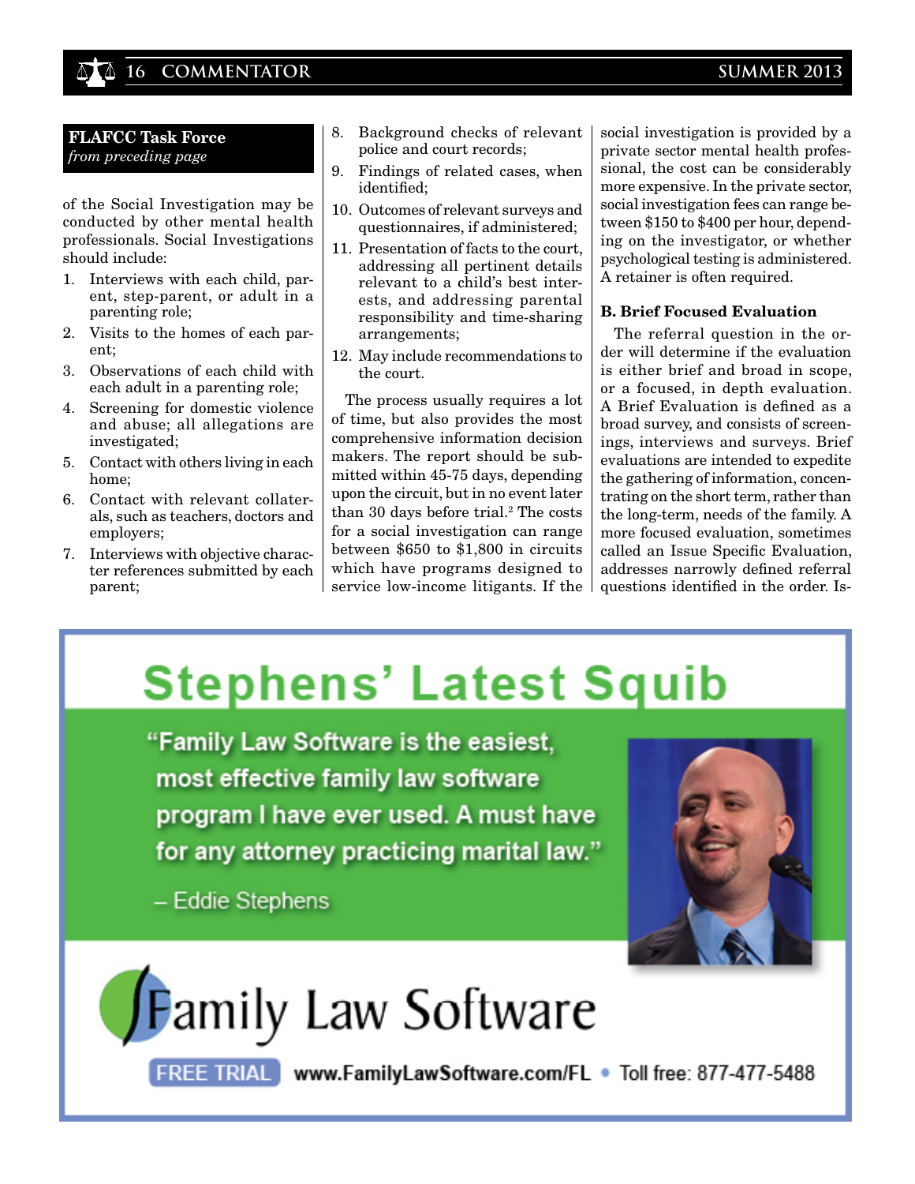**FLAFCC Task Force**
*from preceding page*

of the Social Investigation may be conducted by other mental health professionals. Social Investigations should include:

1. Interviews with each child, parent, step-parent, or adult in a parenting role;
2. Visits to the homes of each parent;
3. Observations of each child with each adult in a parenting role;
4. Screening for domestic violence and abuse; all allegations are investigated;
5. Contact with others living in each home;
6. Contact with relevant collaterals, such as teachers, doctors and employers;
7. Interviews with objective character references submitted by each parent;
8. Background checks of relevant police and court records;
9. Findings of related cases, when identified;
10. Outcomes of relevant surveys and questionnaires, if administered;
11. Presentation of facts to the court, addressing all pertinent details relevant to a child's best interests, and addressing parental responsibility and time-sharing arrangements;
12. May include recommendations to the court.

The process usually requires a lot of time, but also provides the most comprehensive information decision makers. The report should be submitted within 45-75 days, depending upon the circuit, but in no event later than 30 days before trial.[2] The costs for a social investigation can range between $650 to $1,800 in circuits which have programs designed to service low-income litigants. If the social investigation is provided by a private sector mental health professional, the cost can be considerably more expensive. In the private sector, social investigation fees can range between $150 to $400 per hour, depending on the investigator, or whether psychological testing is administered. A retainer is often required.

### B. Brief Focused Evaluation

The referral question in the order will determine if the evaluation is either brief and broad in scope, or a focused, in depth evaluation. A Brief Evaluation is defined as a broad survey, and consists of screenings, interviews and surveys. Brief evaluations are intended to expedite the gathering of information, concentrating on the short term, rather than the long-term, needs of the family. A more focused evaluation, sometimes called an Issue Specific Evaluation, addresses narrowly defined referral questions identified in the order. Is-

## Stephens' Latest Squib

"Family Law Software is the easiest, most effective family law software program I have ever used. A must have for any attorney practicing marital law."

– Eddie Stephens

Family Law Software

FREE TRIAL www.FamilyLawSoftware.com/FL • Toll free: 877-477-5488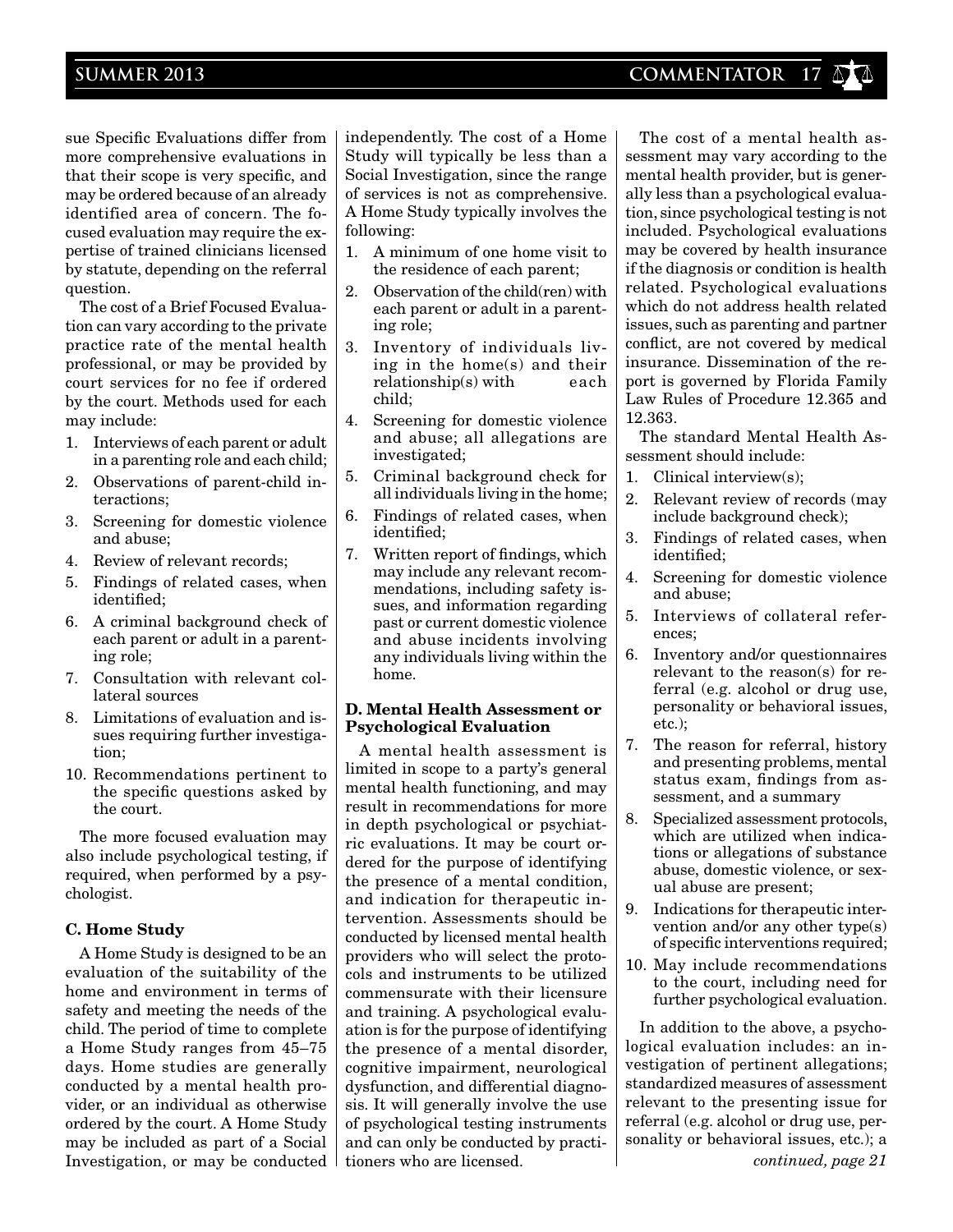sue Specific Evaluations differ from more comprehensive evaluations in that their scope is very specific, and may be ordered because of an already identified area of concern. The focused evaluation may require the expertise of trained clinicians licensed by statute, depending on the referral question.

The cost of a Brief Focused Evaluation can vary according to the private practice rate of the mental health professional, or may be provided by court services for no fee if ordered by the court. Methods used for each may include:

1. Interviews of each parent or adult in a parenting role and each child;
2. Observations of parent-child interactions;
3. Screening for domestic violence and abuse;
4. Review of relevant records;
5. Findings of related cases, when identified;
6. A criminal background check of each parent or adult in a parenting role;
7. Consultation with relevant collateral sources
8. Limitations of evaluation and issues requiring further investigation;
10. Recommendations pertinent to the specific questions asked by the court.

The more focused evaluation may also include psychological testing, if required, when performed by a psychologist.

**C. Home Study**

A Home Study is designed to be an evaluation of the suitability of the home and environment in terms of safety and meeting the needs of the child. The period of time to complete a Home Study ranges from 45–75 days. Home studies are generally conducted by a mental health provider, or an individual as otherwise ordered by the court. A Home Study may be included as part of a Social Investigation, or may be conducted independently. The cost of a Home Study will typically be less than a Social Investigation, since the range of services is not as comprehensive. A Home Study typically involves the following:

1. A minimum of one home visit to the residence of each parent;
2. Observation of the child(ren) with each parent or adult in a parenting role;
3. Inventory of individuals living in the home(s) and their relationship(s) with each child;
4. Screening for domestic violence and abuse; all allegations are investigated;
5. Criminal background check for all individuals living in the home;
6. Findings of related cases, when identified;
7. Written report of findings, which may include any relevant recommendations, including safety issues, and information regarding past or current domestic violence and abuse incidents involving any individuals living within the home.

**D. Mental Health Assessment or Psychological Evaluation**

A mental health assessment is limited in scope to a party's general mental health functioning, and may result in recommendations for more in depth psychological or psychiatric evaluations. It may be court ordered for the purpose of identifying the presence of a mental condition, and indication for therapeutic intervention. Assessments should be conducted by licensed mental health providers who will select the protocols and instruments to be utilized commensurate with their licensure and training. A psychological evaluation is for the purpose of identifying the presence of a mental disorder, cognitive impairment, neurological dysfunction, and differential diagnosis. It will generally involve the use of psychological testing instruments and can only be conducted by practitioners who are licensed.

The cost of a mental health assessment may vary according to the mental health provider, but is generally less than a psychological evaluation, since psychological testing is not included. Psychological evaluations may be covered by health insurance if the diagnosis or condition is health related. Psychological evaluations which do not address health related issues, such as parenting and partner conflict, are not covered by medical insurance. Dissemination of the report is governed by Florida Family Law Rules of Procedure 12.365 and 12.363.

The standard Mental Health Assessment should include:

1. Clinical interview(s);
2. Relevant review of records (may include background check);
3. Findings of related cases, when identified;
4. Screening for domestic violence and abuse;
5. Interviews of collateral references;
6. Inventory and/or questionnaires relevant to the reason(s) for referral (e.g. alcohol or drug use, personality or behavioral issues, etc.);
7. The reason for referral, history and presenting problems, mental status exam, findings from assessment, and a summary
8. Specialized assessment protocols, which are utilized when indications or allegations of substance abuse, domestic violence, or sexual abuse are present;
9. Indications for therapeutic intervention and/or any other type(s) of specific interventions required;
10. May include recommendations to the court, including need for further psychological evaluation.

In addition to the above, a psychological evaluation includes: an investigation of pertinent allegations; standardized measures of assessment relevant to the presenting issue for referral (e.g. alcohol or drug use, personality or behavioral issues, etc.); a

*continued, page 21*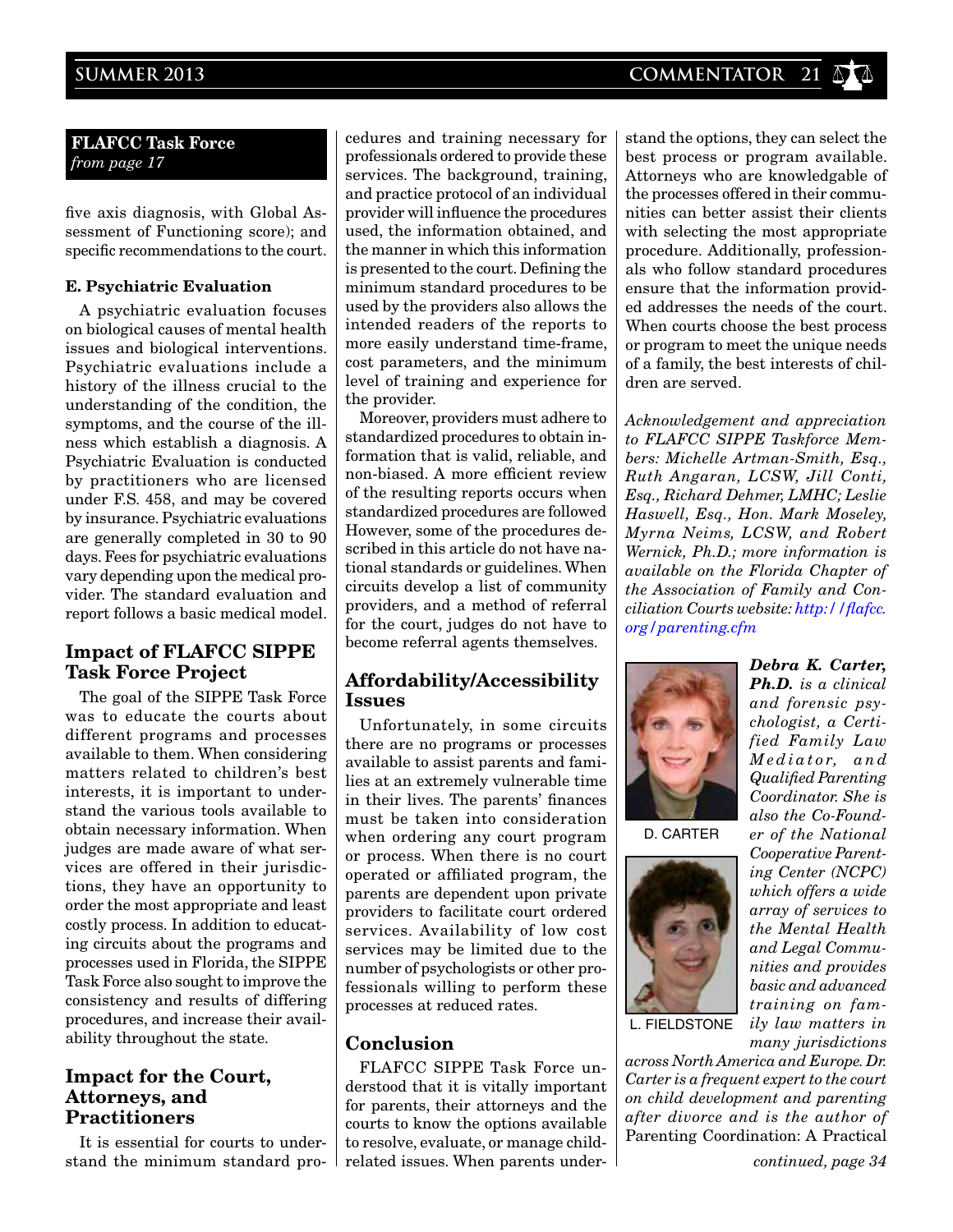**FLAFCC Task Force**
*from page 17*

five axis diagnosis, with Global Assessment of Functioning score); and specific recommendations to the court.

**E. Psychiatric Evaluation**

A psychiatric evaluation focuses on biological causes of mental health issues and biological interventions. Psychiatric evaluations include a history of the illness crucial to the understanding of the condition, the symptoms, and the course of the illness which establish a diagnosis. A Psychiatric Evaluation is conducted by practitioners who are licensed under F.S. 458, and may be covered by insurance. Psychiatric evaluations are generally completed in 30 to 90 days. Fees for psychiatric evaluations vary depending upon the medical provider. The standard evaluation and report follows a basic medical model.

## Impact of FLAFCC SIPPE Task Force Project

The goal of the SIPPE Task Force was to educate the courts about different programs and processes available to them. When considering matters related to children's best interests, it is important to understand the various tools available to obtain necessary information. When judges are made aware of what services are offered in their jurisdictions, they have an opportunity to order the most appropriate and least costly process. In addition to educating circuits about the programs and processes used in Florida, the SIPPE Task Force also sought to improve the consistency and results of differing procedures, and increase their availability throughout the state.

## Impact for the Court, Attorneys, and Practitioners

It is essential for courts to understand the minimum standard procedures and training necessary for professionals ordered to provide these services. The background, training, and practice protocol of an individual provider will influence the procedures used, the information obtained, and the manner in which this information is presented to the court. Defining the minimum standard procedures to be used by the providers also allows the intended readers of the reports to more easily understand time-frame, cost parameters, and the minimum level of training and experience for the provider.

Moreover, providers must adhere to standardized procedures to obtain information that is valid, reliable, and non-biased. A more efficient review of the resulting reports occurs when standardized procedures are followed However, some of the procedures described in this article do not have national standards or guidelines. When circuits develop a list of community providers, and a method of referral for the court, judges do not have to become referral agents themselves.

## Affordability/Accessibility Issues

Unfortunately, in some circuits there are no programs or processes available to assist parents and families at an extremely vulnerable time in their lives. The parents' finances must be taken into consideration when ordering any court program or process. When there is no court operated or affiliated program, the parents are dependent upon private providers to facilitate court ordered services. Availability of low cost services may be limited due to the number of psychologists or other professionals willing to perform these processes at reduced rates.

## Conclusion

FLAFCC SIPPE Task Force understood that it is vitally important for parents, their attorneys and the courts to know the options available to resolve, evaluate, or manage child-related issues. When parents understand the options, they can select the best process or program available. Attorneys who are knowledgable of the processes offered in their communities can better assist their clients with selecting the most appropriate procedure. Additionally, professionals who follow standard procedures ensure that the information provided addresses the needs of the court. When courts choose the best process or program to meet the unique needs of a family, the best interests of children are served.

*Acknowledgement and appreciation to FLAFCC SIPPE Taskforce Members: Michelle Artman-Smith, Esq., Ruth Angaran, LCSW, Jill Conti, Esq., Richard Dehmer, LMHC; Leslie Haswell, Esq., Hon. Mark Moseley, Myrna Neims, LCSW, and Robert Wernick, Ph.D.; more information is available on the Florida Chapter of the Association of Family and Conciliation Courts website: http://flafcc.org/parenting.cfm*

D. CARTER

L. FIELDSTONE

***Debra K. Carter, Ph.D.*** *is a clinical and forensic psychologist, a Certified Family Law Mediator, and Qualified Parenting Coordinator. She is also the Co-Founder of the National Cooperative Parenting Center (NCPC) which offers a wide array of services to the Mental Health and Legal Communities and provides basic and advanced training on family law matters in many jurisdictions across North America and Europe. Dr. Carter is a frequent expert to the court on child development and parenting after divorce and is the author of* Parenting Coordination: A Practical

*continued, page 34*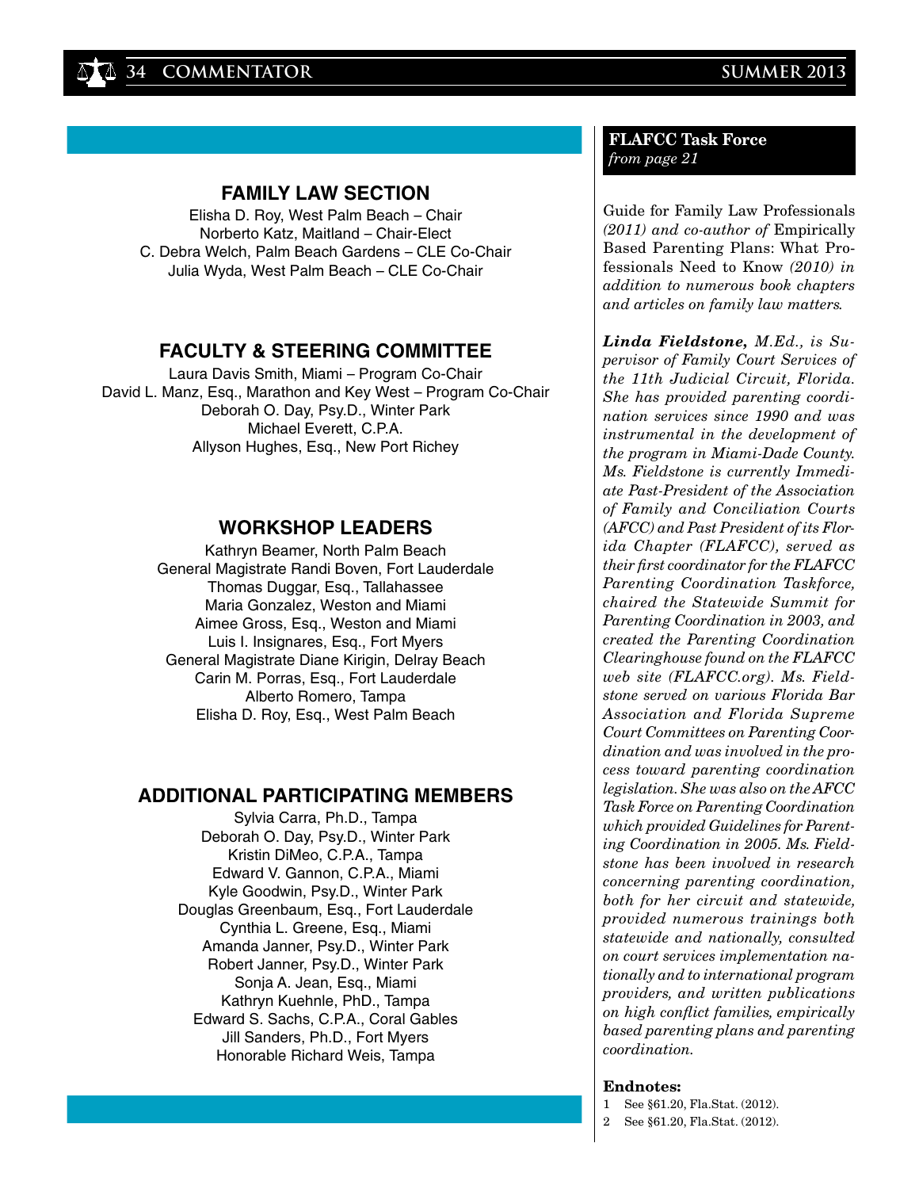## FAMILY LAW SECTION

Elisha D. Roy, West Palm Beach – Chair
Norberto Katz, Maitland – Chair-Elect
C. Debra Welch, Palm Beach Gardens – CLE Co-Chair
Julia Wyda, West Palm Beach – CLE Co-Chair

## FACULTY & STEERING COMMITTEE

Laura Davis Smith, Miami – Program Co-Chair
David L. Manz, Esq., Marathon and Key West – Program Co-Chair
Deborah O. Day, Psy.D., Winter Park
Michael Everett, C.P.A.
Allyson Hughes, Esq., New Port Richey

## WORKSHOP LEADERS

Kathryn Beamer, North Palm Beach
General Magistrate Randi Boven, Fort Lauderdale
Thomas Duggar, Esq., Tallahassee
Maria Gonzalez, Weston and Miami
Aimee Gross, Esq., Weston and Miami
Luis I. Insignares, Esq., Fort Myers
General Magistrate Diane Kirigin, Delray Beach
Carin M. Porras, Esq., Fort Lauderdale
Alberto Romero, Tampa
Elisha D. Roy, Esq., West Palm Beach

## ADDITIONAL PARTICIPATING MEMBERS

Sylvia Carra, Ph.D., Tampa
Deborah O. Day, Psy.D., Winter Park
Kristin DiMeo, C.P.A., Tampa
Edward V. Gannon, C.P.A., Miami
Kyle Goodwin, Psy.D., Winter Park
Douglas Greenbaum, Esq., Fort Lauderdale
Cynthia L. Greene, Esq., Miami
Amanda Janner, Psy.D., Winter Park
Robert Janner, Psy.D., Winter Park
Sonja A. Jean, Esq., Miami
Kathryn Kuehnle, PhD., Tampa
Edward S. Sachs, C.P.A., Coral Gables
Jill Sanders, Ph.D., Fort Myers
Honorable Richard Weis, Tampa

**FLAFCC Task Force**
*from page 21*

Guide for Family Law Professionals *(2011) and co-author of* Empirically Based Parenting Plans: What Professionals Need to Know *(2010) in addition to numerous book chapters and articles on family law matters.*

***Linda Fieldstone,*** *M.Ed., is Supervisor of Family Court Services of the 11th Judicial Circuit, Florida. She has provided parenting coordination services since 1990 and was instrumental in the development of the program in Miami-Dade County. Ms. Fieldstone is currently Immediate Past-President of the Association of Family and Conciliation Courts (AFCC) and Past President of its Florida Chapter (FLAFCC), served as their first coordinator for the FLAFCC Parenting Coordination Taskforce, chaired the Statewide Summit for Parenting Coordination in 2003, and created the Parenting Coordination Clearinghouse found on the FLAFCC web site (FLAFCC.org). Ms. Fieldstone served on various Florida Bar Association and Florida Supreme Court Committees on Parenting Coordination and was involved in the process toward parenting coordination legislation. She was also on the AFCC Task Force on Parenting Coordination which provided Guidelines for Parenting Coordination in 2005. Ms. Fieldstone has been involved in research concerning parenting coordination, both for her circuit and statewide, provided numerous trainings both statewide and nationally, consulted on court services implementation nationally and to international program providers, and written publications on high conflict families, empirically based parenting plans and parenting coordination.*

**Endnotes:**

1 See §61.20, Fla.Stat. (2012).
2 See §61.20, Fla.Stat. (2012).